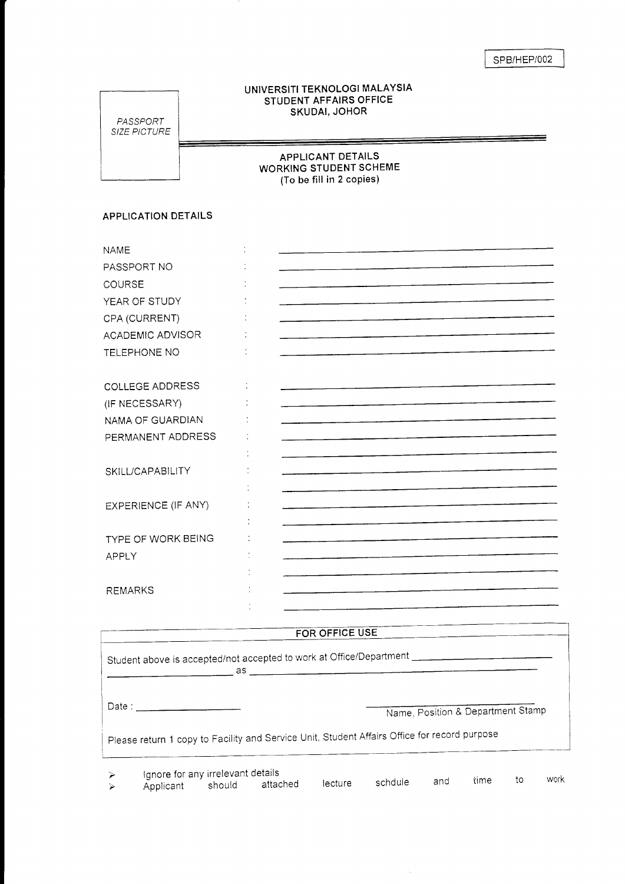SPB/HEP/002

PASSPORT SIZE PICTURE

**UNIVERSITI TEKNOLOGI MALAYSIA**
**STUDENT AFFAIRS OFFICE**
**SKUDAI, JOHOR**

**APPLICANT DETAILS**
**WORKING STUDENT SCHEME**
**(To be fill in 2 copies)**

**APPLICATION DETAILS**

NAME : ______________________________

PASSPORT NO : ______________________________

COURSE : ______________________________

YEAR OF STUDY : ______________________________

CPA (CURRENT) : ______________________________

ACADEMIC ADVISOR : ______________________________

TELEPHONE NO : ______________________________

COLLEGE ADDRESS : ______________________________

(IF NECESSARY) : ______________________________

NAMA OF GUARDIAN : ______________________________

PERMANENT ADDRESS : ______________________________

: ______________________________

SKILL/CAPABILITY : ______________________________

: ______________________________

EXPERIENCE (IF ANY) : ______________________________

: ______________________________

TYPE OF WORK BEING APPLY : ______________________________

: ______________________________

: ______________________________

REMARKS : ______________________________

: ______________________________

**FOR OFFICE USE**

Student above is accepted/not accepted to work at Office/Department ______________________________ ______________ as ______________________________

Date : ______________

______________________________
Name, Position & Department Stamp

Please return 1 copy to Facility and Service Unit, Student Affairs Office for record purpose

- Ignore for any irrelevant details
- Applicant should attached lecture schdule and time to work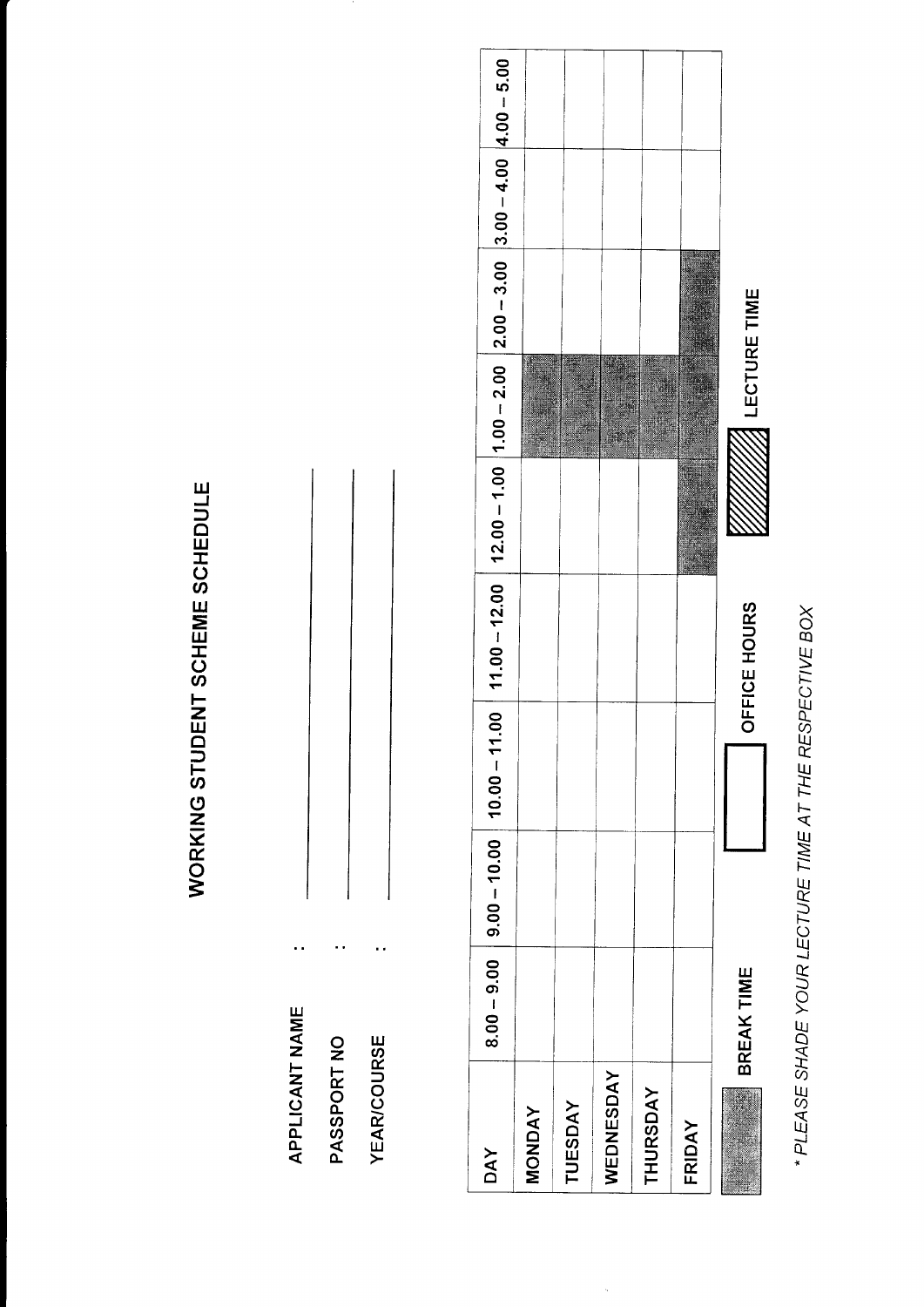# WORKING STUDENT SCHEME SCHEDULE

APPLICANT NAME :

PASSPORT NO :

YEAR/COURSE :

| DAY | 8.00 – 9.00 | 9.00 – 10.00 | 10.00 – 11.00 | 11.00 – 12.00 | 12.00 – 1.00 | 1.00 – 2.00 | 2.00 – 3.00 | 3.00 – 4.00 | 4.00 – 5.00 |
|---|---|---|---|---|---|---|---|---|---|
| MONDAY | | | | | | | | | |
| TUESDAY | | | | | | | | | |
| WEDNESDAY | | | | | | | | | |
| THURSDAY | | | | | | | | | |
| FRIDAY | | | | | | | | | |

BREAK TIME

OFFICE HOURS

LECTURE TIME

*\* PLEASE SHADE YOUR LECTURE TIME AT THE RESPECTIVE BOX*